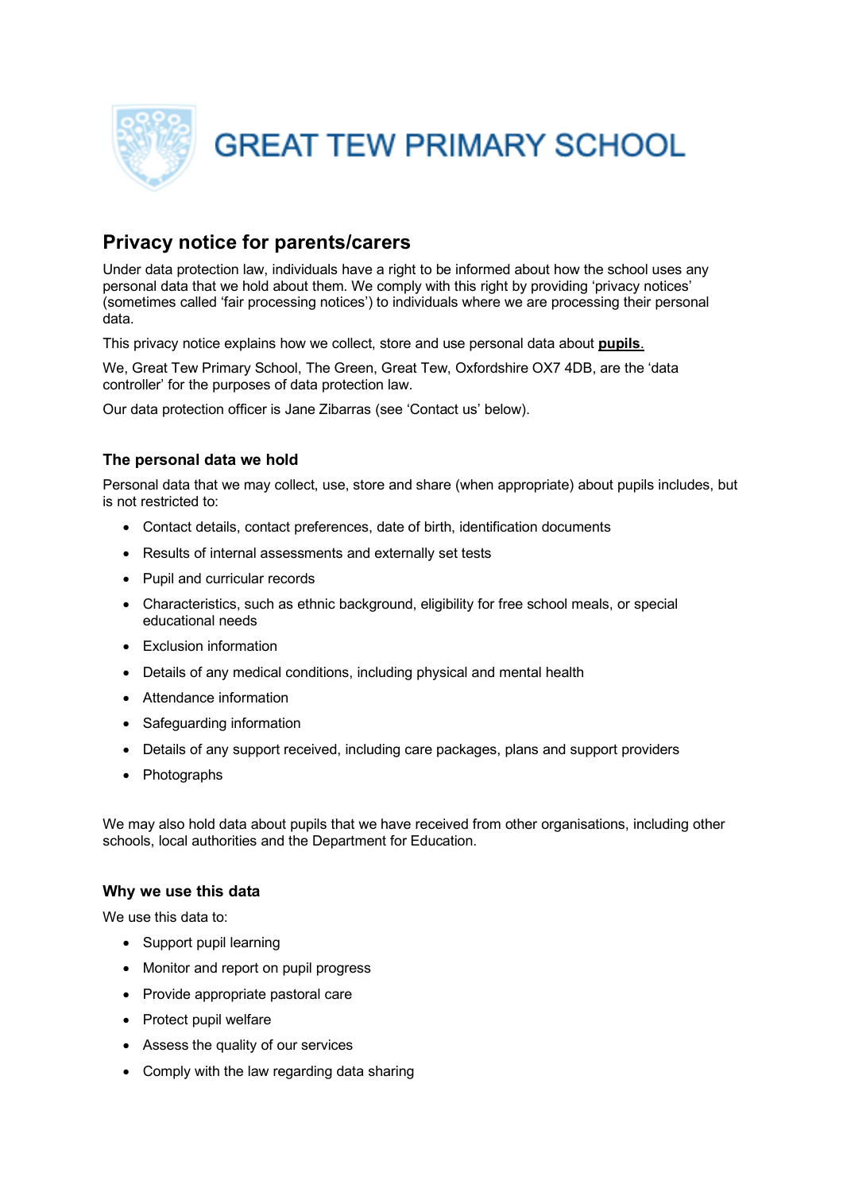# GREAT TEW PRIMARY SCHOOL

## Privacy notice for parents/carers

Under data protection law, individuals have a right to be informed about how the school uses any personal data that we hold about them. We comply with this right by providing 'privacy notices' (sometimes called 'fair processing notices') to individuals where we are processing their personal data.

This privacy notice explains how we collect, store and use personal data about **pupils**.

We, Great Tew Primary School, The Green, Great Tew, Oxfordshire OX7 4DB, are the 'data controller' for the purposes of data protection law.

Our data protection officer is Jane Zibarras (see 'Contact us' below).

### The personal data we hold

Personal data that we may collect, use, store and share (when appropriate) about pupils includes, but is not restricted to:

- Contact details, contact preferences, date of birth, identification documents
- Results of internal assessments and externally set tests
- Pupil and curricular records
- Characteristics, such as ethnic background, eligibility for free school meals, or special educational needs
- Exclusion information
- Details of any medical conditions, including physical and mental health
- Attendance information
- Safeguarding information
- Details of any support received, including care packages, plans and support providers
- Photographs

We may also hold data about pupils that we have received from other organisations, including other schools, local authorities and the Department for Education.

### Why we use this data

We use this data to:

- Support pupil learning
- Monitor and report on pupil progress
- Provide appropriate pastoral care
- Protect pupil welfare
- Assess the quality of our services
- Comply with the law regarding data sharing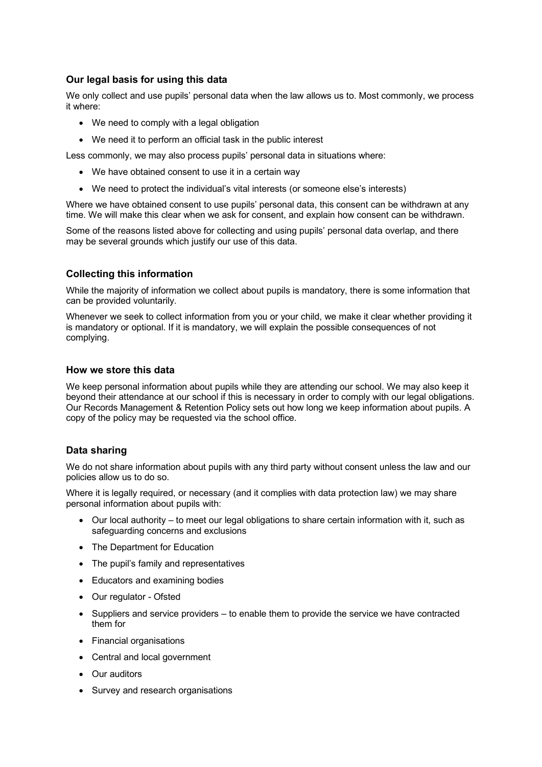### Our legal basis for using this data

We only collect and use pupils' personal data when the law allows us to. Most commonly, we process it where:

- We need to comply with a legal obligation
- We need it to perform an official task in the public interest

Less commonly, we may also process pupils' personal data in situations where:

- We have obtained consent to use it in a certain way
- We need to protect the individual's vital interests (or someone else's interests)

Where we have obtained consent to use pupils' personal data, this consent can be withdrawn at any time. We will make this clear when we ask for consent, and explain how consent can be withdrawn.

Some of the reasons listed above for collecting and using pupils' personal data overlap, and there may be several grounds which justify our use of this data.

### Collecting this information

While the majority of information we collect about pupils is mandatory, there is some information that can be provided voluntarily.

Whenever we seek to collect information from you or your child, we make it clear whether providing it is mandatory or optional. If it is mandatory, we will explain the possible consequences of not complying.

### How we store this data

We keep personal information about pupils while they are attending our school. We may also keep it beyond their attendance at our school if this is necessary in order to comply with our legal obligations. Our Records Management & Retention Policy sets out how long we keep information about pupils. A copy of the policy may be requested via the school office.

### Data sharing

We do not share information about pupils with any third party without consent unless the law and our policies allow us to do so.

Where it is legally required, or necessary (and it complies with data protection law) we may share personal information about pupils with:

- Our local authority – to meet our legal obligations to share certain information with it, such as safeguarding concerns and exclusions
- The Department for Education
- The pupil's family and representatives
- Educators and examining bodies
- Our regulator - Ofsted
- Suppliers and service providers – to enable them to provide the service we have contracted them for
- Financial organisations
- Central and local government
- Our auditors
- Survey and research organisations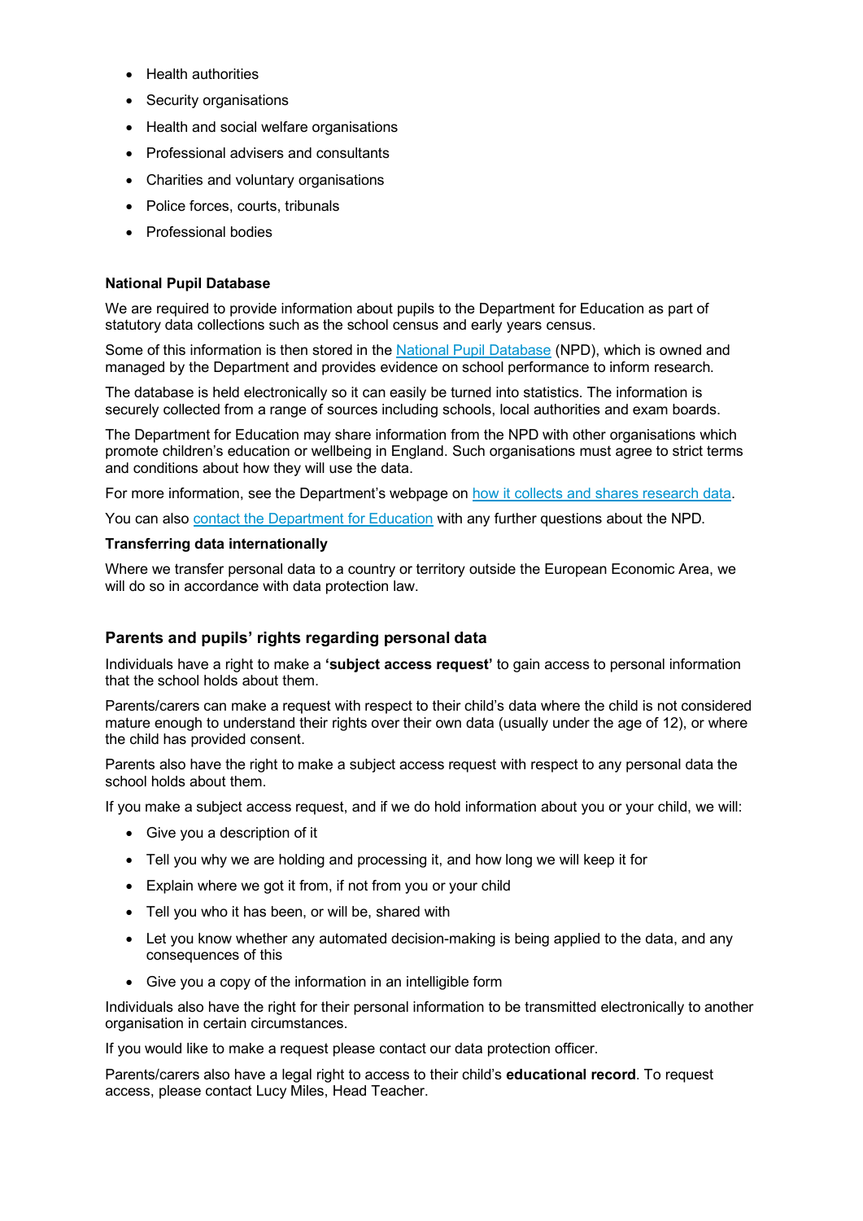- Health authorities
- Security organisations
- Health and social welfare organisations
- Professional advisers and consultants
- Charities and voluntary organisations
- Police forces, courts, tribunals
- Professional bodies

**National Pupil Database**

We are required to provide information about pupils to the Department for Education as part of statutory data collections such as the school census and early years census.

Some of this information is then stored in the National Pupil Database (NPD), which is owned and managed by the Department and provides evidence on school performance to inform research.

The database is held electronically so it can easily be turned into statistics. The information is securely collected from a range of sources including schools, local authorities and exam boards.

The Department for Education may share information from the NPD with other organisations which promote children's education or wellbeing in England. Such organisations must agree to strict terms and conditions about how they will use the data.

For more information, see the Department's webpage on how it collects and shares research data.

You can also contact the Department for Education with any further questions about the NPD.

**Transferring data internationally**

Where we transfer personal data to a country or territory outside the European Economic Area, we will do so in accordance with data protection law.

## Parents and pupils' rights regarding personal data

Individuals have a right to make a **'subject access request'** to gain access to personal information that the school holds about them.

Parents/carers can make a request with respect to their child's data where the child is not considered mature enough to understand their rights over their own data (usually under the age of 12), or where the child has provided consent.

Parents also have the right to make a subject access request with respect to any personal data the school holds about them.

If you make a subject access request, and if we do hold information about you or your child, we will:

- Give you a description of it
- Tell you why we are holding and processing it, and how long we will keep it for
- Explain where we got it from, if not from you or your child
- Tell you who it has been, or will be, shared with
- Let you know whether any automated decision-making is being applied to the data, and any consequences of this
- Give you a copy of the information in an intelligible form

Individuals also have the right for their personal information to be transmitted electronically to another organisation in certain circumstances.

If you would like to make a request please contact our data protection officer.

Parents/carers also have a legal right to access to their child's **educational record**. To request access, please contact Lucy Miles, Head Teacher.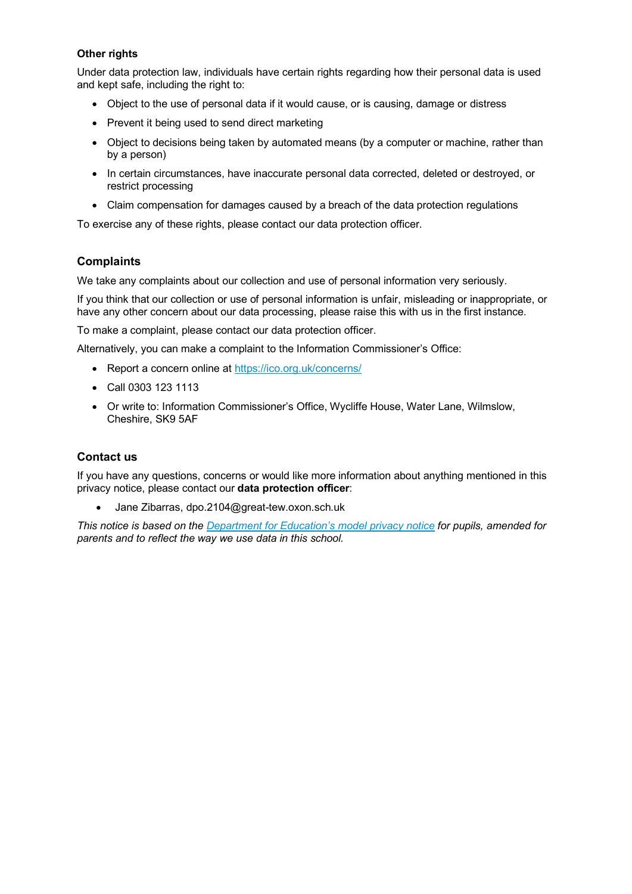### Other rights

Under data protection law, individuals have certain rights regarding how their personal data is used and kept safe, including the right to:

- Object to the use of personal data if it would cause, or is causing, damage or distress
- Prevent it being used to send direct marketing
- Object to decisions being taken by automated means (by a computer or machine, rather than by a person)
- In certain circumstances, have inaccurate personal data corrected, deleted or destroyed, or restrict processing
- Claim compensation for damages caused by a breach of the data protection regulations

To exercise any of these rights, please contact our data protection officer.

## Complaints

We take any complaints about our collection and use of personal information very seriously.

If you think that our collection or use of personal information is unfair, misleading or inappropriate, or have any other concern about our data processing, please raise this with us in the first instance.

To make a complaint, please contact our data protection officer.

Alternatively, you can make a complaint to the Information Commissioner's Office:

- Report a concern online at [https://ico.org.uk/concerns/](https://ico.org.uk/concerns/)
- Call 0303 123 1113
- Or write to: Information Commissioner's Office, Wycliffe House, Water Lane, Wilmslow, Cheshire, SK9 5AF

## Contact us

If you have any questions, concerns or would like more information about anything mentioned in this privacy notice, please contact our **data protection officer**:

- Jane Zibarras, dpo.2104@great-tew.oxon.sch.uk

*This notice is based on the [Department for Education's model privacy notice](#) for pupils, amended for parents and to reflect the way we use data in this school.*